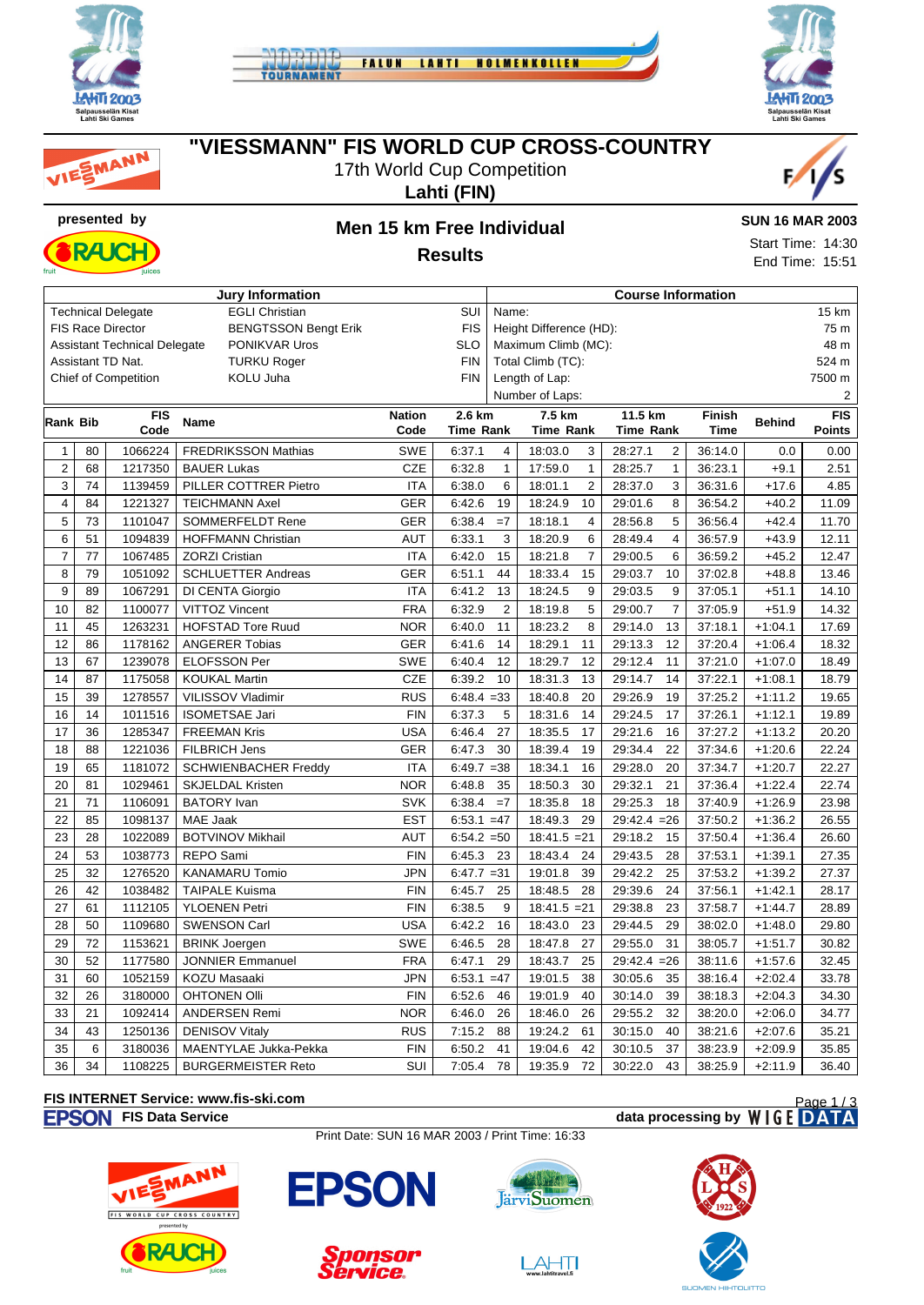# "VIESSMANN" FIS WORLD CUP CROSS-COUNTRY

17th World Cup Competition

**Lahti (FIN)**

presented by

## Men 15 km Free Individual

## Results

**SUN 16 MAR 2003**

Start Time: 14:30

End Time: 15:51

| Jury Information | | |
|---|---|---|
| Technical Delegate | EGLI Christian | SUI |
| FIS Race Director | BENGTSSON Bengt Erik | FIS |
| Assistant Technical Delegate | PONIKVAR Uros | SLO |
| Assistant TD Nat. | TURKU Roger | FIN |
| Chief of Competition | KOLU Juha | FIN |

| Course Information | |
|---|---|
| Name: | 15 km |
| Height Difference (HD): | 75 m |
| Maximum Climb (MC): | 48 m |
| Total Climb (TC): | 524 m |
| Length of Lap: | 7500 m |
| Number of Laps: | 2 |

| Rank | Bib | FIS Code | Name | Nation Code | 2.6 km Time | Rank | 7.5 km Time | Rank | 11.5 km Time | Rank | Finish Time | Behind | FIS Points |
|---|---|---|---|---|---|---|---|---|---|---|---|---|---|
| 1 | 80 | 1066224 | FREDRIKSSON Mathias | SWE | 6:37.1 | 4 | 18:03.0 | 3 | 28:27.1 | 2 | 36:14.0 | 0.0 | 0.00 |
| 2 | 68 | 1217350 | BAUER Lukas | CZE | 6:32.8 | 1 | 17:59.0 | 1 | 28:25.7 | 1 | 36:23.1 | +9.1 | 2.51 |
| 3 | 74 | 1139459 | PILLER COTTRER Pietro | ITA | 6:38.0 | 6 | 18:01.1 | 2 | 28:37.0 | 3 | 36:31.6 | +17.6 | 4.85 |
| 4 | 84 | 1221327 | TEICHMANN Axel | GER | 6:42.6 | 19 | 18:24.9 | 10 | 29:01.6 | 8 | 36:54.2 | +40.2 | 11.09 |
| 5 | 73 | 1101047 | SOMMERFELDT Rene | GER | 6:38.4 | =7 | 18:18.1 | 4 | 28:56.8 | 5 | 36:56.4 | +42.4 | 11.70 |
| 6 | 51 | 1094839 | HOFFMANN Christian | AUT | 6:33.1 | 3 | 18:20.9 | 6 | 28:49.4 | 4 | 36:57.9 | +43.9 | 12.11 |
| 7 | 77 | 1067485 | ZORZI Cristian | ITA | 6:42.0 | 15 | 18:21.8 | 7 | 29:00.5 | 6 | 36:59.2 | +45.2 | 12.47 |
| 8 | 79 | 1051092 | SCHLUETTER Andreas | GER | 6:51.1 | 44 | 18:33.4 | 15 | 29:03.7 | 10 | 37:02.8 | +48.8 | 13.46 |
| 9 | 89 | 1067291 | DI CENTA Giorgio | ITA | 6:41.2 | 13 | 18:24.5 | 9 | 29:03.5 | 9 | 37:05.1 | +51.1 | 14.10 |
| 10 | 82 | 1100077 | VITTOZ Vincent | FRA | 6:32.9 | 2 | 18:19.8 | 5 | 29:00.7 | 7 | 37:05.9 | +51.9 | 14.32 |
| 11 | 45 | 1263231 | HOFSTAD Tore Ruud | NOR | 6:40.0 | 11 | 18:23.2 | 8 | 29:14.0 | 13 | 37:18.1 | +1:04.1 | 17.69 |
| 12 | 86 | 1178162 | ANGERER Tobias | GER | 6:41.6 | 14 | 18:29.1 | 11 | 29:13.3 | 12 | 37:20.4 | +1:06.4 | 18.32 |
| 13 | 67 | 1239078 | ELOFSSON Per | SWE | 6:40.4 | 12 | 18:29.7 | 12 | 29:12.4 | 11 | 37:21.0 | +1:07.0 | 18.49 |
| 14 | 87 | 1175058 | KOUKAL Martin | CZE | 6:39.2 | 10 | 18:31.3 | 13 | 29:14.7 | 14 | 37:22.1 | +1:08.1 | 18.79 |
| 15 | 39 | 1278557 | VILISSOV Vladimir | RUS | 6:48.4 | =33 | 18:40.8 | 20 | 29:26.9 | 19 | 37:25.2 | +1:11.2 | 19.65 |
| 16 | 14 | 1011516 | ISOMETSAE Jari | FIN | 6:37.3 | 5 | 18:31.6 | 14 | 29:24.5 | 17 | 37:26.1 | +1:12.1 | 19.89 |
| 17 | 36 | 1285347 | FREEMAN Kris | USA | 6:46.4 | 27 | 18:35.5 | 17 | 29:21.6 | 16 | 37:27.2 | +1:13.2 | 20.20 |
| 18 | 88 | 1221036 | FILBRICH Jens | GER | 6:47.3 | 30 | 18:39.4 | 19 | 29:34.4 | 22 | 37:34.6 | +1:20.6 | 22.24 |
| 19 | 65 | 1181072 | SCHWIENBACHER Freddy | ITA | 6:49.7 | =38 | 18:34.1 | 16 | 29:28.0 | 20 | 37:34.7 | +1:20.7 | 22.27 |
| 20 | 81 | 1029461 | SKJELDAL Kristen | NOR | 6:48.8 | 35 | 18:50.3 | 30 | 29:32.1 | 21 | 37:36.4 | +1:22.4 | 22.74 |
| 21 | 71 | 1106091 | BATORY Ivan | SVK | 6:38.4 | =7 | 18:35.8 | 18 | 29:25.3 | 18 | 37:40.9 | +1:26.9 | 23.98 |
| 22 | 85 | 1098137 | MAE Jaak | EST | 6:53.1 | =47 | 18:49.3 | 29 | 29:42.4 | =26 | 37:50.2 | +1:36.2 | 26.55 |
| 23 | 28 | 1022089 | BOTVINOV Mikhail | AUT | 6:54.2 | =50 | 18:41.5 | =21 | 29:18.2 | 15 | 37:50.4 | +1:36.4 | 26.60 |
| 24 | 53 | 1038773 | REPO Sami | FIN | 6:45.3 | 23 | 18:43.4 | 24 | 29:43.5 | 28 | 37:53.1 | +1:39.1 | 27.35 |
| 25 | 32 | 1276520 | KANAMARU Tomio | JPN | 6:47.7 | =31 | 19:01.8 | 39 | 29:42.2 | 25 | 37:53.2 | +1:39.2 | 27.37 |
| 26 | 42 | 1038482 | TAIPALE Kuisma | FIN | 6:45.7 | 25 | 18:48.5 | 28 | 29:39.6 | 24 | 37:56.1 | +1:42.1 | 28.17 |
| 27 | 61 | 1112105 | YLOENEN Petri | FIN | 6:38.5 | 9 | 18:41.5 | =21 | 29:38.8 | 23 | 37:58.7 | +1:44.7 | 28.89 |
| 28 | 50 | 1109680 | SWENSON Carl | USA | 6:42.2 | 16 | 18:43.0 | 23 | 29:44.5 | 29 | 38:02.0 | +1:48.0 | 29.80 |
| 29 | 72 | 1153621 | BRINK Joergen | SWE | 6:46.5 | 28 | 18:47.8 | 27 | 29:55.0 | 31 | 38:05.7 | +1:51.7 | 30.82 |
| 30 | 52 | 1177580 | JONNIER Emmanuel | FRA | 6:47.1 | 29 | 18:43.7 | 25 | 29:42.4 | =26 | 38:11.6 | +1:57.6 | 32.45 |
| 31 | 60 | 1052159 | KOZU Masaaki | JPN | 6:53.1 | =47 | 19:01.5 | 38 | 30:05.6 | 35 | 38:16.4 | +2:02.4 | 33.78 |
| 32 | 26 | 3180000 | OHTONEN Olli | FIN | 6:52.6 | 46 | 19:01.9 | 40 | 30:14.0 | 39 | 38:18.3 | +2:04.3 | 34.30 |
| 33 | 21 | 1092414 | ANDERSEN Remi | NOR | 6:46.0 | 26 | 18:46.0 | 26 | 29:55.2 | 32 | 38:20.0 | +2:06.0 | 34.77 |
| 34 | 43 | 1250136 | DENISOV Vitaly | RUS | 7:15.2 | 88 | 19:24.2 | 61 | 30:15.0 | 40 | 38:21.6 | +2:07.6 | 35.21 |
| 35 | 6 | 3180036 | MAENTYLAE Jukka-Pekka | FIN | 6:50.2 | 41 | 19:04.6 | 42 | 30:10.5 | 37 | 38:23.9 | +2:09.9 | 35.85 |
| 36 | 34 | 1108225 | BURGERMEISTER Reto | SUI | 7:05.4 | 78 | 19:35.9 | 72 | 30:22.0 | 43 | 38:25.9 | +2:11.9 | 36.40 |

**FIS INTERNET Service: www.fis-ski.com**

**FIS Data Service** — **data processing by WIGE DATA**

Print Date: SUN 16 MAR 2003 / Print Time: 16:33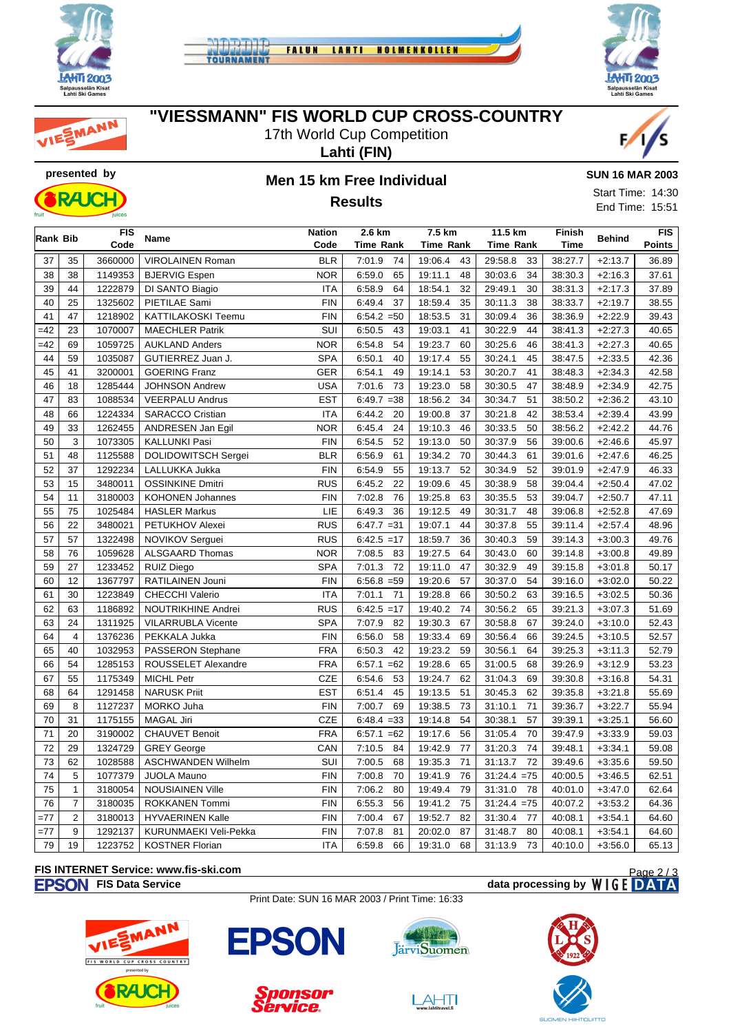# "VIESSMANN" FIS WORLD CUP CROSS-COUNTRY

17th World Cup Competition

**Lahti (FIN)**

**presented by**

## Men 15 km Free Individual

### Results

**SUN 16 MAR 2003**

Start Time: 14:30

End Time: 15:51

| Rank | Bib | FIS Code | Name | Nation Code | 2.6 km Time | Rank | 7.5 km Time | Rank | 11.5 km Time | Rank | Finish Time | Behind | FIS Points |
|---|---|---|---|---|---|---|---|---|---|---|---|---|---|
| 37 | 35 | 3660000 | VIROLAINEN Roman | BLR | 7:01.9 | 74 | 19:06.4 | 43 | 29:58.8 | 33 | 38:27.7 | +2:13.7 | 36.89 |
| 38 | 38 | 1149353 | BJERVIG Espen | NOR | 6:59.0 | 65 | 19:11.1 | 48 | 30:03.6 | 34 | 38:30.3 | +2:16.3 | 37.61 |
| 39 | 44 | 1222879 | DI SANTO Biagio | ITA | 6:58.9 | 64 | 18:54.1 | 32 | 29:49.1 | 30 | 38:31.3 | +2:17.3 | 37.89 |
| 40 | 25 | 1325602 | PIETILAE Sami | FIN | 6:49.4 | 37 | 18:59.4 | 35 | 30:11.3 | 38 | 38:33.7 | +2:19.7 | 38.55 |
| 41 | 47 | 1218902 | KATTILAKOSKI Teemu | FIN | 6:54.2 | =50 | 18:53.5 | 31 | 30:09.4 | 36 | 38:36.9 | +2:22.9 | 39.43 |
| =42 | 23 | 1070007 | MAECHLER Patrik | SUI | 6:50.5 | 43 | 19:03.1 | 41 | 30:22.9 | 44 | 38:41.3 | +2:27.3 | 40.65 |
| =42 | 69 | 1059725 | AUKLAND Anders | NOR | 6:54.8 | 54 | 19:23.7 | 60 | 30:25.6 | 46 | 38:41.3 | +2:27.3 | 40.65 |
| 44 | 59 | 1035087 | GUTIERREZ Juan J. | SPA | 6:50.1 | 40 | 19:17.4 | 55 | 30:24.1 | 45 | 38:47.5 | +2:33.5 | 42.36 |
| 45 | 41 | 3200001 | GOERING Franz | GER | 6:54.1 | 49 | 19:14.1 | 53 | 30:20.7 | 41 | 38:48.3 | +2:34.3 | 42.58 |
| 46 | 18 | 1285444 | JOHNSON Andrew | USA | 7:01.6 | 73 | 19:23.0 | 58 | 30:30.5 | 47 | 38:48.9 | +2:34.9 | 42.75 |
| 47 | 83 | 1088534 | VEERPALU Andrus | EST | 6:49.7 | =38 | 18:56.2 | 34 | 30:34.7 | 51 | 38:50.2 | +2:36.2 | 43.10 |
| 48 | 66 | 1224334 | SARACCO Cristian | ITA | 6:44.2 | 20 | 19:00.8 | 37 | 30:21.8 | 42 | 38:53.4 | +2:39.4 | 43.99 |
| 49 | 33 | 1262455 | ANDRESEN Jan Egil | NOR | 6:45.4 | 24 | 19:10.3 | 46 | 30:33.5 | 50 | 38:56.2 | +2:42.2 | 44.76 |
| 50 | 3 | 1073305 | KALLUNKI Pasi | FIN | 6:54.5 | 52 | 19:13.0 | 50 | 30:37.9 | 56 | 39:00.6 | +2:46.6 | 45.97 |
| 51 | 48 | 1125588 | DOLIDOWITSCH Sergei | BLR | 6:56.9 | 61 | 19:34.2 | 70 | 30:44.3 | 61 | 39:01.6 | +2:47.6 | 46.25 |
| 52 | 37 | 1292234 | LALLUKKA Jukka | FIN | 6:54.9 | 55 | 19:13.7 | 52 | 30:34.9 | 52 | 39:01.9 | +2:47.9 | 46.33 |
| 53 | 15 | 3480011 | OSSINKINE Dmitri | RUS | 6:45.2 | 22 | 19:09.6 | 45 | 30:38.9 | 58 | 39:04.4 | +2:50.4 | 47.02 |
| 54 | 11 | 3180003 | KOHONEN Johannes | FIN | 7:02.8 | 76 | 19:25.8 | 63 | 30:35.5 | 53 | 39:04.7 | +2:50.7 | 47.11 |
| 55 | 75 | 1025484 | HASLER Markus | LIE | 6:49.3 | 36 | 19:12.5 | 49 | 30:31.7 | 48 | 39:06.8 | +2:52.8 | 47.69 |
| 56 | 22 | 3480021 | PETUKHOV Alexei | RUS | 6:47.7 | =31 | 19:07.1 | 44 | 30:37.8 | 55 | 39:11.4 | +2:57.4 | 48.96 |
| 57 | 57 | 1322498 | NOVIKOV Serguei | RUS | 6:42.5 | =17 | 18:59.7 | 36 | 30:40.3 | 59 | 39:14.3 | +3:00.3 | 49.76 |
| 58 | 76 | 1059628 | ALSGAARD Thomas | NOR | 7:08.5 | 83 | 19:27.5 | 64 | 30:43.0 | 60 | 39:14.8 | +3:00.8 | 49.89 |
| 59 | 27 | 1233452 | RUIZ Diego | SPA | 7:01.3 | 72 | 19:11.0 | 47 | 30:32.9 | 49 | 39:15.8 | +3:01.8 | 50.17 |
| 60 | 12 | 1367797 | RATILAINEN Jouni | FIN | 6:56.8 | =59 | 19:20.6 | 57 | 30:37.0 | 54 | 39:16.0 | +3:02.0 | 50.22 |
| 61 | 30 | 1223849 | CHECCHI Valerio | ITA | 7:01.1 | 71 | 19:28.8 | 66 | 30:50.2 | 63 | 39:16.5 | +3:02.5 | 50.36 |
| 62 | 63 | 1186892 | NOUTRIKHINE Andrei | RUS | 6:42.5 | =17 | 19:40.2 | 74 | 30:56.2 | 65 | 39:21.3 | +3:07.3 | 51.69 |
| 63 | 24 | 1311925 | VILARRUBLA Vicente | SPA | 7:07.9 | 82 | 19:30.3 | 67 | 30:58.8 | 67 | 39:24.0 | +3:10.0 | 52.43 |
| 64 | 4 | 1376236 | PEKKALA Jukka | FIN | 6:56.0 | 58 | 19:33.4 | 69 | 30:56.4 | 66 | 39:24.5 | +3:10.5 | 52.57 |
| 65 | 40 | 1032953 | PASSERON Stephane | FRA | 6:50.3 | 42 | 19:23.2 | 59 | 30:56.1 | 64 | 39:25.3 | +3:11.3 | 52.79 |
| 66 | 54 | 1285153 | ROUSSELET Alexandre | FRA | 6:57.1 | =62 | 19:28.6 | 65 | 31:00.5 | 68 | 39:26.9 | +3:12.9 | 53.23 |
| 67 | 55 | 1175349 | MICHL Petr | CZE | 6:54.6 | 53 | 19:24.7 | 62 | 31:04.3 | 69 | 39:30.8 | +3:16.8 | 54.31 |
| 68 | 64 | 1291458 | NARUSK Priit | EST | 6:51.4 | 45 | 19:13.5 | 51 | 30:45.3 | 62 | 39:35.8 | +3:21.8 | 55.69 |
| 69 | 8 | 1127237 | MORKO Juha | FIN | 7:00.7 | 69 | 19:38.5 | 73 | 31:10.1 | 71 | 39:36.7 | +3:22.7 | 55.94 |
| 70 | 31 | 1175155 | MAGAL Jiri | CZE | 6:48.4 | =33 | 19:14.8 | 54 | 30:38.1 | 57 | 39:39.1 | +3:25.1 | 56.60 |
| 71 | 20 | 3190002 | CHAUVET Benoit | FRA | 6:57.1 | =62 | 19:17.6 | 56 | 31:05.4 | 70 | 39:47.9 | +3:33.9 | 59.03 |
| 72 | 29 | 1324729 | GREY George | CAN | 7:10.5 | 84 | 19:42.9 | 77 | 31:20.3 | 74 | 39:48.1 | +3:34.1 | 59.08 |
| 73 | 62 | 1028588 | ASCHWANDEN Wilhelm | SUI | 7:00.5 | 68 | 19:35.3 | 71 | 31:13.7 | 72 | 39:49.6 | +3:35.6 | 59.50 |
| 74 | 5 | 1077379 | JUOLA Mauno | FIN | 7:00.8 | 70 | 19:41.9 | 76 | 31:24.4 | =75 | 40:00.5 | +3:46.5 | 62.51 |
| 75 | 1 | 3180054 | NOUSIAINEN Ville | FIN | 7:06.2 | 80 | 19:49.4 | 79 | 31:31.0 | 78 | 40:01.0 | +3:47.0 | 62.64 |
| 76 | 7 | 3180035 | ROKKANEN Tommi | FIN | 6:55.3 | 56 | 19:41.2 | 75 | 31:24.4 | =75 | 40:07.2 | +3:53.2 | 64.36 |
| =77 | 2 | 3180013 | HYVAERINEN Kalle | FIN | 7:00.4 | 67 | 19:52.7 | 82 | 31:30.4 | 77 | 40:08.1 | +3:54.1 | 64.60 |
| =77 | 9 | 1292137 | KURUNMAEKI Veli-Pekka | FIN | 7:07.8 | 81 | 20:02.0 | 87 | 31:48.7 | 80 | 40:08.1 | +3:54.1 | 64.60 |
| 79 | 19 | 1223752 | KOSTNER Florian | ITA | 6:59.8 | 66 | 19:31.0 | 68 | 31:13.9 | 73 | 40:10.0 | +3:56.0 | 65.13 |

**FIS INTERNET Service: www.fis-ski.com**

**FIS Data Service** — **data processing by WIGE DATA**

Print Date: SUN 16 MAR 2003 / Print Time: 16:33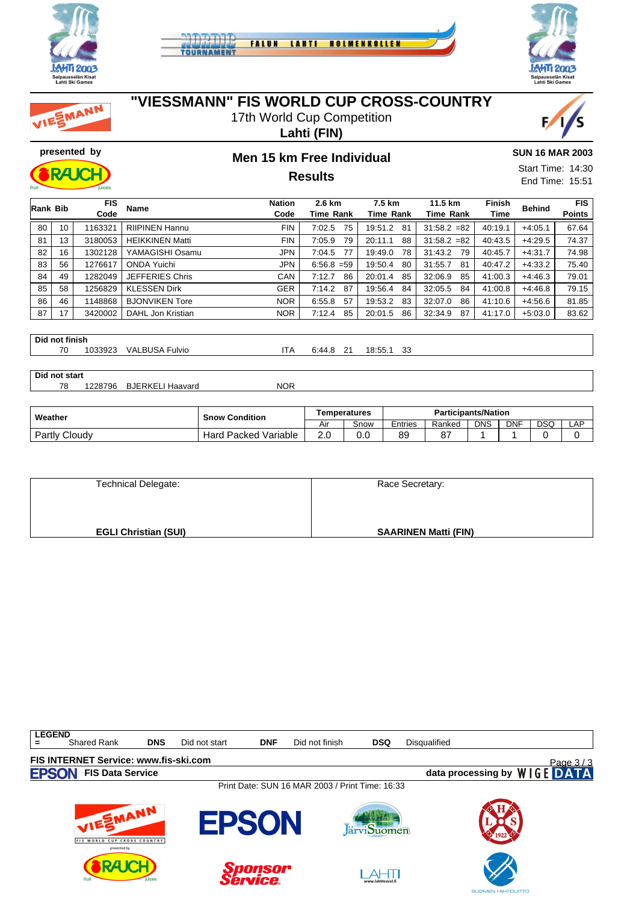# "VIESSMANN" FIS WORLD CUP CROSS-COUNTRY

17th World Cup Competition

**Lahti (FIN)**

presented by

## Men 15 km Free Individual

## Results

**SUN 16 MAR 2003**

Start Time: 14:30

End Time: 15:51

| Rank | Bib | FIS Code | Name | Nation Code | 2.6 km Time | Rank | 7.5 km Time | Rank | 11.5 km Time | Rank | Finish Time | Behind | FIS Points |
|---|---|---|---|---|---|---|---|---|---|---|---|---|---|
| 80 | 10 | 1163321 | RIIPINEN Hannu | FIN | 7:02.5 | 75 | 19:51.2 | 81 | 31:58.2 | =82 | 40:19.1 | +4:05.1 | 67.64 |
| 81 | 13 | 3180053 | HEIKKINEN Matti | FIN | 7:05.9 | 79 | 20:11.1 | 88 | 31:58.2 | =82 | 40:43.5 | +4:29.5 | 74.37 |
| 82 | 16 | 1302128 | YAMAGISHI Osamu | JPN | 7:04.5 | 77 | 19:49.0 | 78 | 31:43.2 | 79 | 40:45.7 | +4:31.7 | 74.98 |
| 83 | 56 | 1276617 | ONDA Yuichi | JPN | 6:56.8 | =59 | 19:50.4 | 80 | 31:55.7 | 81 | 40:47.2 | +4:33.2 | 75.40 |
| 84 | 49 | 1282049 | JEFFERIES Chris | CAN | 7:12.7 | 86 | 20:01.4 | 85 | 32:06.9 | 85 | 41:00.3 | +4:46.3 | 79.01 |
| 85 | 58 | 1256829 | KLESSEN Dirk | GER | 7:14.2 | 87 | 19:56.4 | 84 | 32:05.5 | 84 | 41:00.8 | +4:46.8 | 79.15 |
| 86 | 46 | 1148868 | BJONVIKEN Tore | NOR | 6:55.8 | 57 | 19:53.2 | 83 | 32:07.0 | 86 | 41:10.6 | +4:56.6 | 81.85 |
| 87 | 17 | 3420002 | DAHL Jon Kristian | NOR | 7:12.4 | 85 | 20:01.5 | 86 | 32:34.9 | 87 | 41:17.0 | +5:03.0 | 83.62 |

**Did not finish**

| Bib | FIS Code | Name | Nation Code | 2.6 km Time | Rank | 7.5 km Time | Rank |
|---|---|---|---|---|---|---|---|
| 70 | 1033923 | VALBUSA Fulvio | ITA | 6:44.8 | 21 | 18:55.1 | 33 |

**Did not start**

| Bib | FIS Code | Name | Nation Code |
|---|---|---|---|
| 78 | 1228796 | BJERKELI Haavard | NOR |

| Weather | Snow Condition | Temperatures | | Participants/Nation | | | | | |
|---|---|---|---|---|---|---|---|---|---|
| | | Air | Snow | Entries | Ranked | DNS | DNF | DSQ | LAP |
| Partly Cloudy | Hard Packed Variable | 2.0 | 0.0 | 89 | 87 | 1 | 1 | 0 | 0 |

| Technical Delegate: | Race Secretary: |
|---|---|
| **EGLI Christian (SUI)** | **SAARINEN Matti (FIN)** |

**LEGEND**

= Shared Rank **DNS** Did not start **DNF** Did not finish **DSQ** Disqualified

**FIS INTERNET Service: www.fis-ski.com**

**FIS Data Service** data processing by WIGE DATA

Print Date: SUN 16 MAR 2003 / Print Time: 16:33